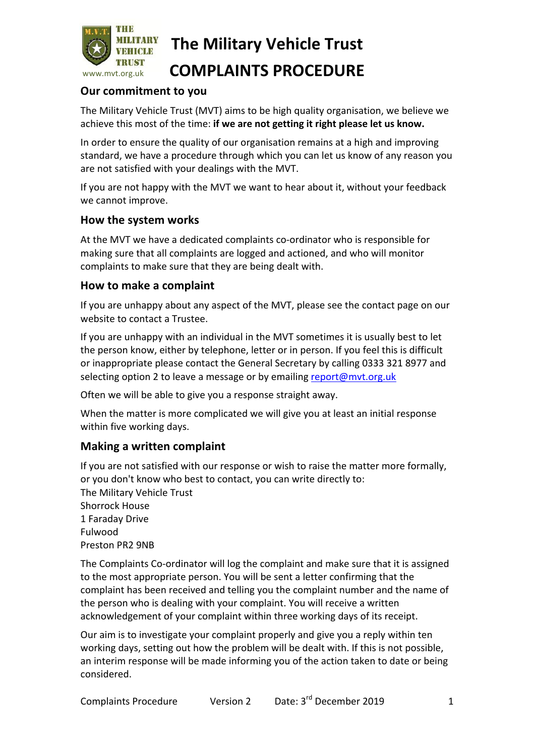# The Military Vehicle Trust

# COMPLAINTS PROCEDURE

www.mvt.org.uk

## Our commitment to you

The Military Vehicle Trust (MVT) aims to be high quality organisation, we believe we achieve this most of the time: **if we are not getting it right please let us know.**

In order to ensure the quality of our organisation remains at a high and improving standard, we have a procedure through which you can let us know of any reason you are not satisfied with your dealings with the MVT.

If you are not happy with the MVT we want to hear about it, without your feedback we cannot improve.

## How the system works

At the MVT we have a dedicated complaints co-ordinator who is responsible for making sure that all complaints are logged and actioned, and who will monitor complaints to make sure that they are being dealt with.

## How to make a complaint

If you are unhappy about any aspect of the MVT, please see the contact page on our website to contact a Trustee.

If you are unhappy with an individual in the MVT sometimes it is usually best to let the person know, either by telephone, letter or in person. If you feel this is difficult or inappropriate please contact the General Secretary by calling 0333 321 8977 and selecting option 2 to leave a message or by emailing report@mvt.org.uk

Often we will be able to give you a response straight away.

When the matter is more complicated we will give you at least an initial response within five working days.

## Making a written complaint

If you are not satisfied with our response or wish to raise the matter more formally, or you don't know who best to contact, you can write directly to:
The Military Vehicle Trust
Shorrock House
1 Faraday Drive
Fulwood
Preston PR2 9NB

The Complaints Co-ordinator will log the complaint and make sure that it is assigned to the most appropriate person. You will be sent a letter confirming that the complaint has been received and telling you the complaint number and the name of the person who is dealing with your complaint. You will receive a written acknowledgement of your complaint within three working days of its receipt.

Our aim is to investigate your complaint properly and give you a reply within ten working days, setting out how the problem will be dealt with. If this is not possible, an interim response will be made informing you of the action taken to date or being considered.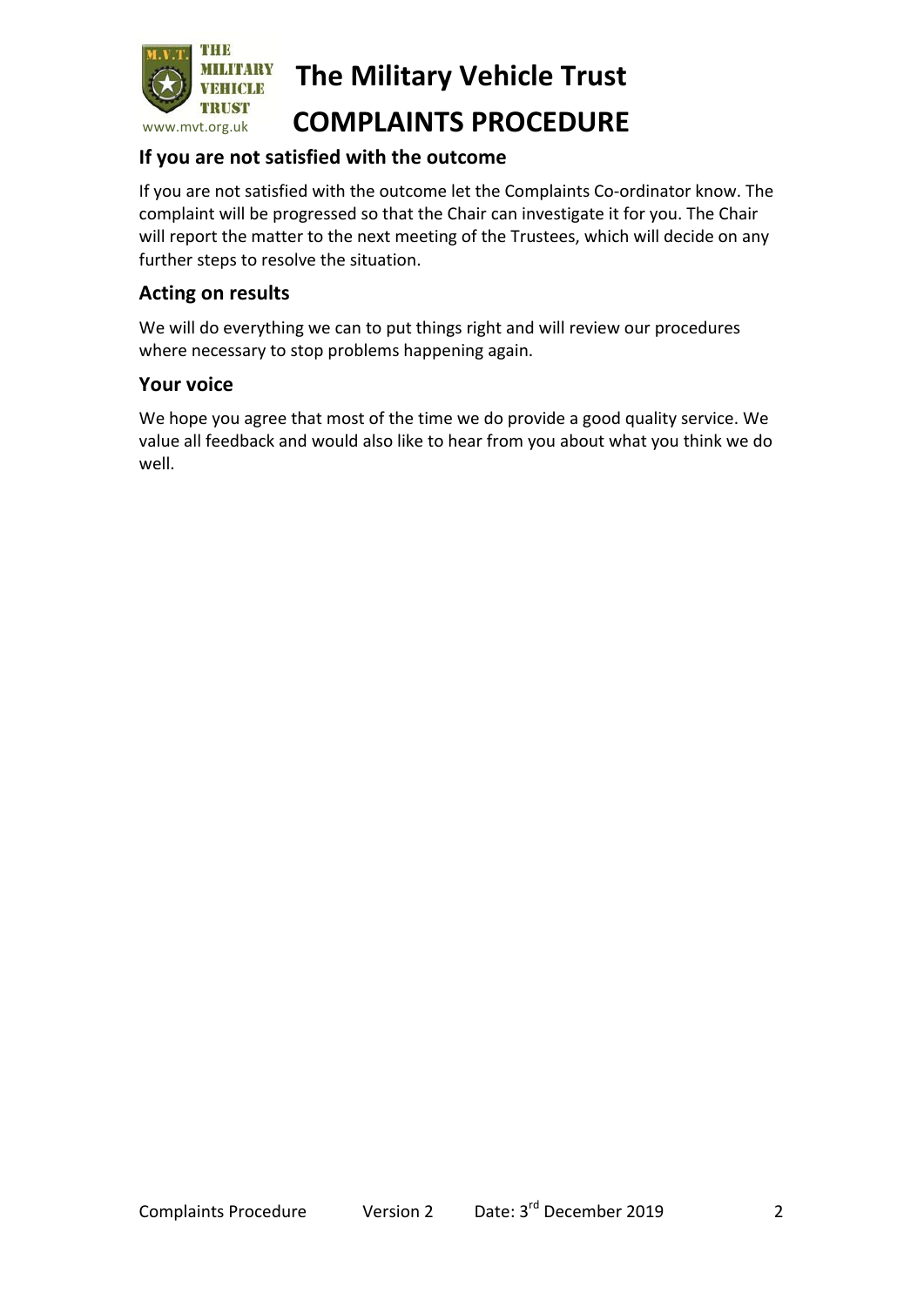## If you are not satisfied with the outcome

If you are not satisfied with the outcome let the Complaints Co-ordinator know. The complaint will be progressed so that the Chair can investigate it for you. The Chair will report the matter to the next meeting of the Trustees, which will decide on any further steps to resolve the situation.

## Acting on results

We will do everything we can to put things right and will review our procedures where necessary to stop problems happening again.

## Your voice

We hope you agree that most of the time we do provide a good quality service. We value all feedback and would also like to hear from you about what you think we do well.